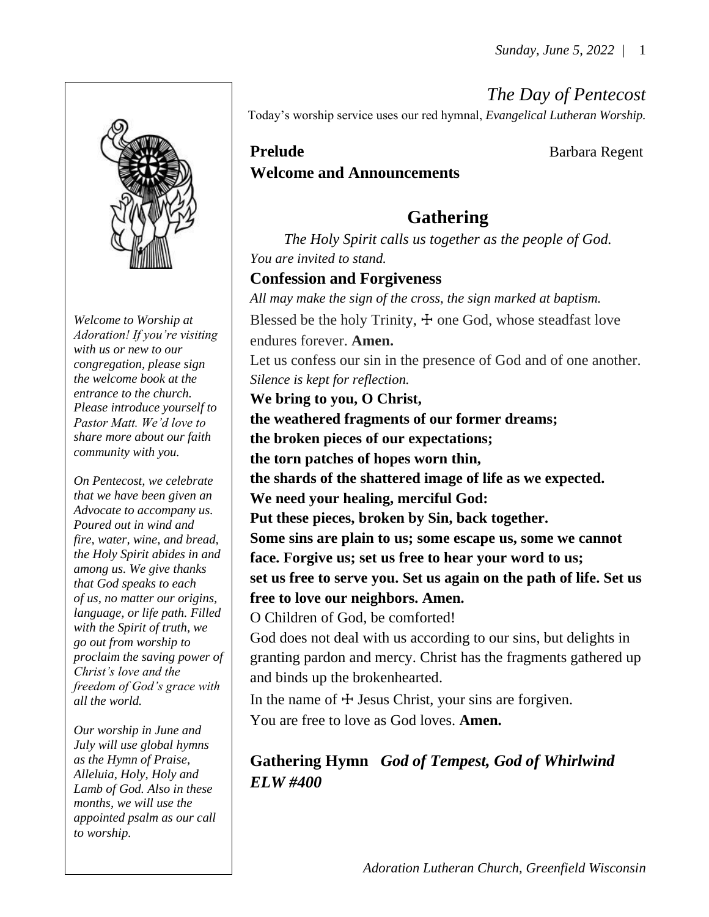# The Day of Pentecost

Today's worship service uses our red hymnal, *Evangelical Lutheran Worship.*

*Welcome to Worship at Adoration! If you're visiting with us or new to our congregation, please sign the welcome book at the entrance to the church. Please introduce yourself to Pastor Matt. We'd love to share more about our faith community with you.*

*On Pentecost, we celebrate that we have been given an Advocate to accompany us. Poured out in wind and fire, water, wine, and bread, the Holy Spirit abides in and among us. We give thanks that God speaks to each of us, no matter our origins, language, or life path. Filled with the Spirit of truth, we go out from worship to proclaim the saving power of Christ's love and the freedom of God's grace with all the world.*

*Our worship in June and July will use global hymns as the Hymn of Praise, Alleluia, Holy, Holy and Lamb of God. Also in these months, we will use the appointed psalm as our call to worship.*

**Prelude** Barbara Regent

**Welcome and Announcements**

## Gathering

*The Holy Spirit calls us together as the people of God.*

*You are invited to stand.*

### Confession and Forgiveness

*All may make the sign of the cross, the sign marked at baptism.*

Blessed be the holy Trinity, ☩ one God, whose steadfast love endures forever. **Amen.**

Let us confess our sin in the presence of God and of one another.

*Silence is kept for reflection.*

**We bring to you, O Christ,**
**the weathered fragments of our former dreams;**
**the broken pieces of our expectations;**
**the torn patches of hopes worn thin,**
**the shards of the shattered image of life as we expected.**
**We need your healing, merciful God:**
**Put these pieces, broken by Sin, back together.**
**Some sins are plain to us; some escape us, some we cannot face. Forgive us; set us free to hear your word to us;**
**set us free to serve you. Set us again on the path of life. Set us free to love our neighbors. Amen.**

O Children of God, be comforted!

God does not deal with us according to our sins, but delights in granting pardon and mercy. Christ has the fragments gathered up and binds up the brokenhearted.

In the name of ☩ Jesus Christ, your sins are forgiven.

You are free to love as God loves. **Amen.**

### Gathering Hymn *God of Tempest, God of Whirlwind ELW #400*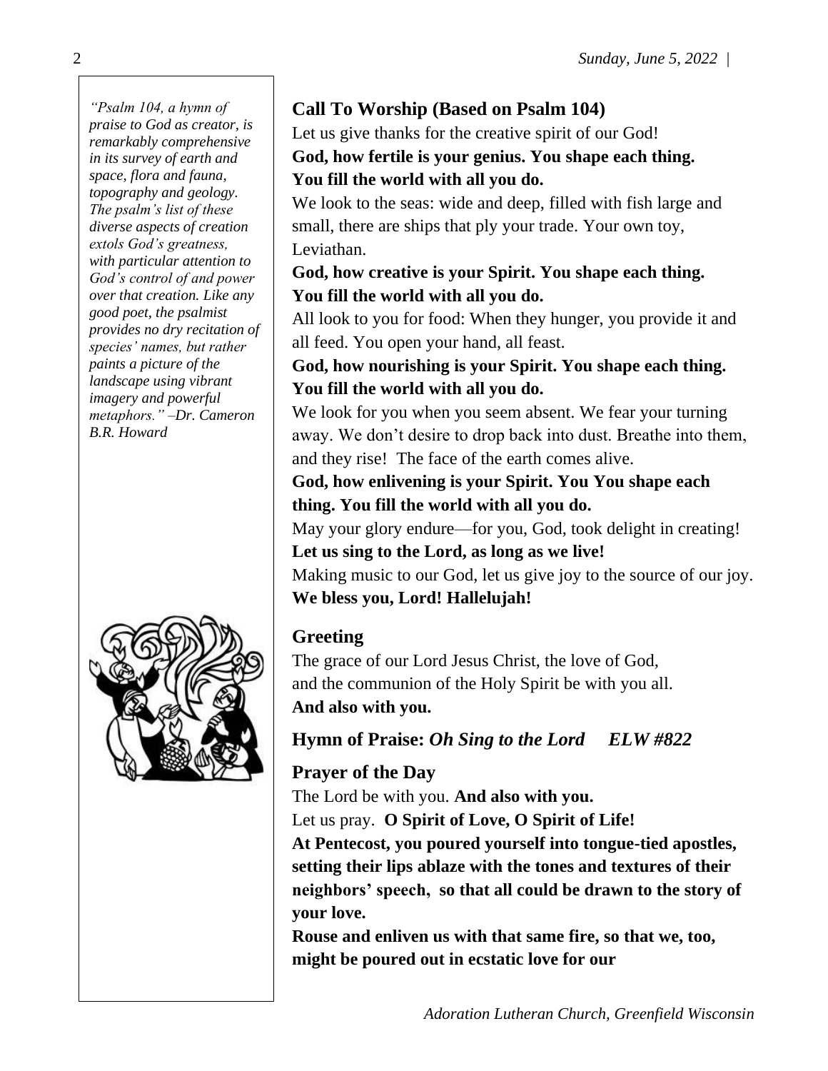*"Psalm 104, a hymn of praise to God as creator, is remarkably comprehensive in its survey of earth and space, flora and fauna, topography and geology. The psalm's list of these diverse aspects of creation extols God's greatness, with particular attention to God's control of and power over that creation. Like any good poet, the psalmist provides no dry recitation of species' names, but rather paints a picture of the landscape using vibrant imagery and powerful metaphors." –Dr. Cameron B.R. Howard*

## Call To Worship (Based on Psalm 104)

Let us give thanks for the creative spirit of our God!
**God, how fertile is your genius. You shape each thing. You fill the world with all you do.**

We look to the seas: wide and deep, filled with fish large and small, there are ships that ply your trade. Your own toy, Leviathan.
**God, how creative is your Spirit. You shape each thing. You fill the world with all you do.**

All look to you for food: When they hunger, you provide it and all feed. You open your hand, all feast.
**God, how nourishing is your Spirit. You shape each thing. You fill the world with all you do.**

We look for you when you seem absent. We fear your turning away. We don't desire to drop back into dust. Breathe into them, and they rise! The face of the earth comes alive.
**God, how enlivening is your Spirit. You You shape each thing. You fill the world with all you do.**

May your glory endure—for you, God, took delight in creating!
**Let us sing to the Lord, as long as we live!**

Making music to our God, let us give joy to the source of our joy.
**We bless you, Lord! Hallelujah!**

## Greeting

The grace of our Lord Jesus Christ, the love of God,
and the communion of the Holy Spirit be with you all.
**And also with you.**

## Hymn of Praise: *Oh Sing to the Lord ELW #822*

## Prayer of the Day

The Lord be with you. **And also with you.**
Let us pray. **O Spirit of Love, O Spirit of Life!**
**At Pentecost, you poured yourself into tongue-tied apostles, setting their lips ablaze with the tones and textures of their neighbors' speech, so that all could be drawn to the story of your love.**
**Rouse and enliven us with that same fire, so that we, too, might be poured out in ecstatic love for our**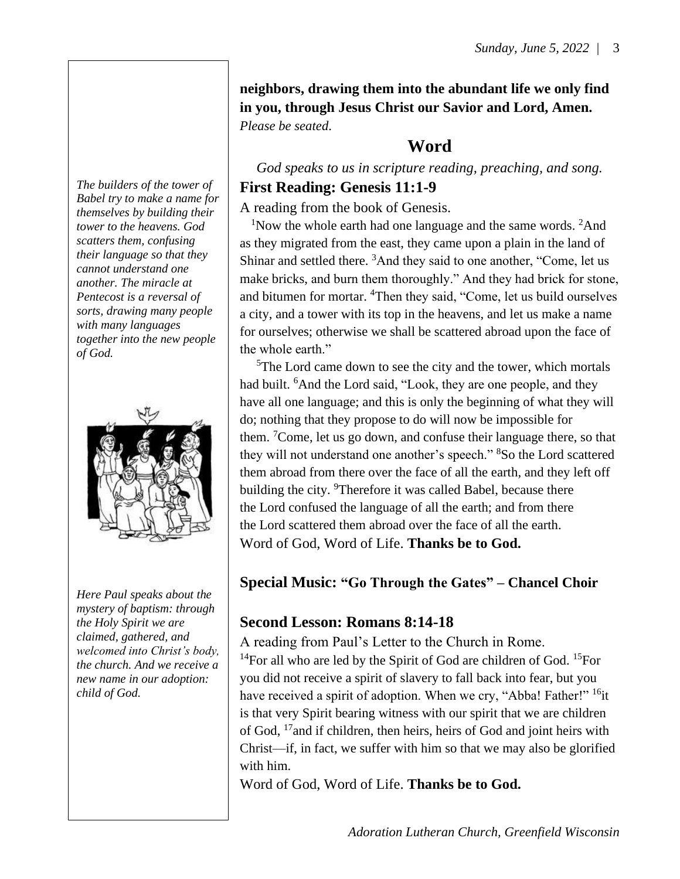**neighbors, drawing them into the abundant life we only find in you, through Jesus Christ our Savior and Lord, Amen.**
*Please be seated.*

## Word

*God speaks to us in scripture reading, preaching, and song.*

### First Reading: Genesis 11:1-9

*The builders of the tower of Babel try to make a name for themselves by building their tower to the heavens. God scatters them, confusing their language so that they cannot understand one another. The miracle at Pentecost is a reversal of sorts, drawing many people with many languages together into the new people of God.*

A reading from the book of Genesis.

[1]Now the whole earth had one language and the same words. [2]And as they migrated from the east, they came upon a plain in the land of Shinar and settled there. [3]And they said to one another, "Come, let us make bricks, and burn them thoroughly." And they had brick for stone, and bitumen for mortar. [4]Then they said, "Come, let us build ourselves a city, and a tower with its top in the heavens, and let us make a name for ourselves; otherwise we shall be scattered abroad upon the face of the whole earth."

[5]The Lord came down to see the city and the tower, which mortals had built. [6]And the Lord said, "Look, they are one people, and they have all one language; and this is only the beginning of what they will do; nothing that they propose to do will now be impossible for them. [7]Come, let us go down, and confuse their language there, so that they will not understand one another's speech." [8]So the Lord scattered them abroad from there over the face of all the earth, and they left off building the city. [9]Therefore it was called Babel, because there the Lord confused the language of all the earth; and from there the Lord scattered them abroad over the face of all the earth.

Word of God, Word of Life. **Thanks be to God.**

### Special Music: "Go Through the Gates" – Chancel Choir

### Second Lesson: Romans 8:14-18

*Here Paul speaks about the mystery of baptism: through the Holy Spirit we are claimed, gathered, and welcomed into Christ's body, the church. And we receive a new name in our adoption: child of God.*

A reading from Paul's Letter to the Church in Rome.

[14]For all who are led by the Spirit of God are children of God. [15]For you did not receive a spirit of slavery to fall back into fear, but you have received a spirit of adoption. When we cry, "Abba! Father!" [16]it is that very Spirit bearing witness with our spirit that we are children of God, [17]and if children, then heirs, heirs of God and joint heirs with Christ—if, in fact, we suffer with him so that we may also be glorified with him.

Word of God, Word of Life. **Thanks be to God.**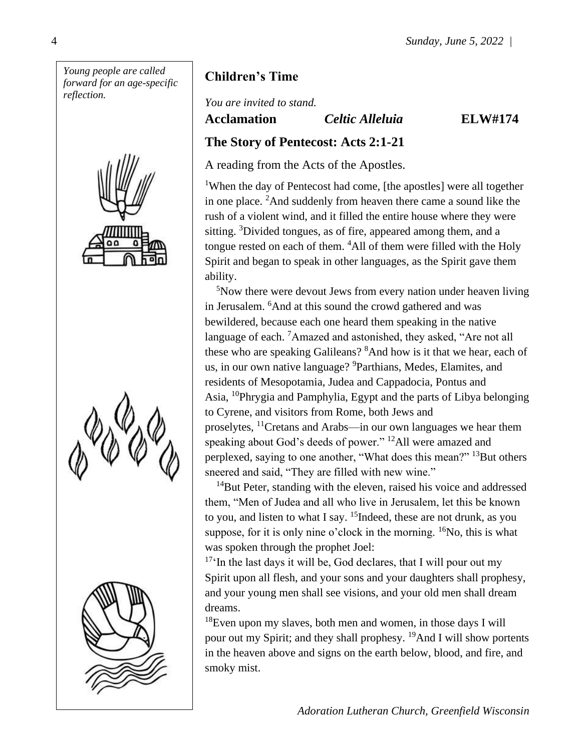*Young people are called forward for an age-specific reflection.*

## Children's Time

*You are invited to stand.*

**Acclamation** ***Celtic Alleluia*** **ELW#174**

## The Story of Pentecost: Acts 2:1-21

A reading from the Acts of the Apostles.

[1]When the day of Pentecost had come, [the apostles] were all together in one place. [2]And suddenly from heaven there came a sound like the rush of a violent wind, and it filled the entire house where they were sitting. [3]Divided tongues, as of fire, appeared among them, and a tongue rested on each of them. [4]All of them were filled with the Holy Spirit and began to speak in other languages, as the Spirit gave them ability.

[5]Now there were devout Jews from every nation under heaven living in Jerusalem. [6]And at this sound the crowd gathered and was bewildered, because each one heard them speaking in the native language of each. [7]Amazed and astonished, they asked, "Are not all these who are speaking Galileans? [8]And how is it that we hear, each of us, in our own native language? [9]Parthians, Medes, Elamites, and residents of Mesopotamia, Judea and Cappadocia, Pontus and Asia, [10]Phrygia and Pamphylia, Egypt and the parts of Libya belonging to Cyrene, and visitors from Rome, both Jews and proselytes, [11]Cretans and Arabs—in our own languages we hear them speaking about God's deeds of power." [12]All were amazed and perplexed, saying to one another, "What does this mean?" [13]But others sneered and said, "They are filled with new wine."

[14]But Peter, standing with the eleven, raised his voice and addressed them, "Men of Judea and all who live in Jerusalem, let this be known to you, and listen to what I say. [15]Indeed, these are not drunk, as you suppose, for it is only nine o'clock in the morning. [16]No, this is what was spoken through the prophet Joel:

[17]'In the last days it will be, God declares, that I will pour out my Spirit upon all flesh, and your sons and your daughters shall prophesy, and your young men shall see visions, and your old men shall dream dreams.

[18]Even upon my slaves, both men and women, in those days I will pour out my Spirit; and they shall prophesy. [19]And I will show portents in the heaven above and signs on the earth below, blood, and fire, and smoky mist.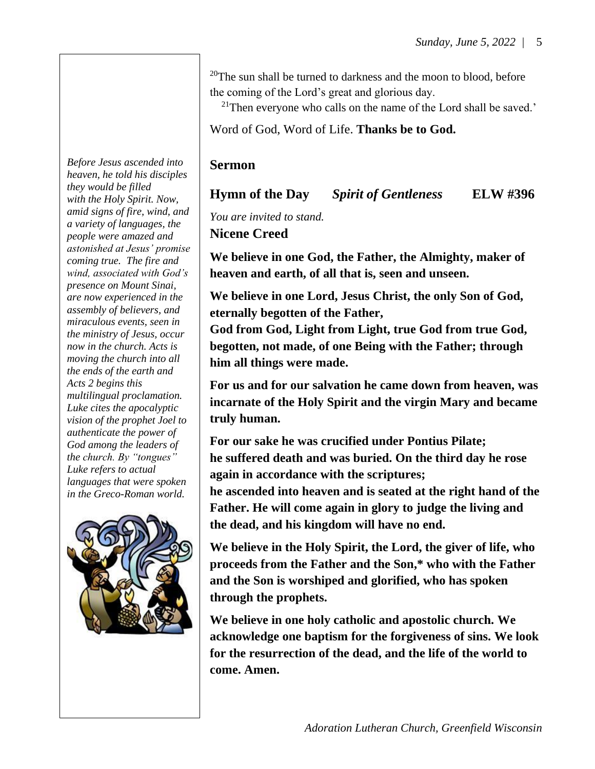[20]The sun shall be turned to darkness and the moon to blood, before the coming of the Lord's great and glorious day.

[21]Then everyone who calls on the name of the Lord shall be saved.'

Word of God, Word of Life. **Thanks be to God.**

*Before Jesus ascended into heaven, he told his disciples they would be filled with the Holy Spirit. Now, amid signs of fire, wind, and a variety of languages, the people were amazed and astonished at Jesus' promise coming true. The fire and wind, associated with God's presence on Mount Sinai, are now experienced in the assembly of believers, and miraculous events, seen in the ministry of Jesus, occur now in the church. Acts is moving the church into all the ends of the earth and Acts 2 begins this multilingual proclamation. Luke cites the apocalyptic vision of the prophet Joel to authenticate the power of God among the leaders of the church. By "tongues" Luke refers to actual languages that were spoken in the Greco-Roman world.*

## Sermon

## Hymn of the Day *Spirit of Gentleness* ELW #396

*You are invited to stand.*

## Nicene Creed

**We believe in one God, the Father, the Almighty, maker of heaven and earth, of all that is, seen and unseen.**

**We believe in one Lord, Jesus Christ, the only Son of God, eternally begotten of the Father,**
**God from God, Light from Light, true God from true God, begotten, not made, of one Being with the Father; through him all things were made.**

**For us and for our salvation he came down from heaven, was incarnate of the Holy Spirit and the virgin Mary and became truly human.**

**For our sake he was crucified under Pontius Pilate;**
**he suffered death and was buried. On the third day he rose again in accordance with the scriptures;**
**he ascended into heaven and is seated at the right hand of the Father. He will come again in glory to judge the living and the dead, and his kingdom will have no end.**

**We believe in the Holy Spirit, the Lord, the giver of life, who proceeds from the Father and the Son,* who with the Father and the Son is worshiped and glorified, who has spoken through the prophets.**

**We believe in one holy catholic and apostolic church. We acknowledge one baptism for the forgiveness of sins. We look for the resurrection of the dead, and the life of the world to come. Amen.**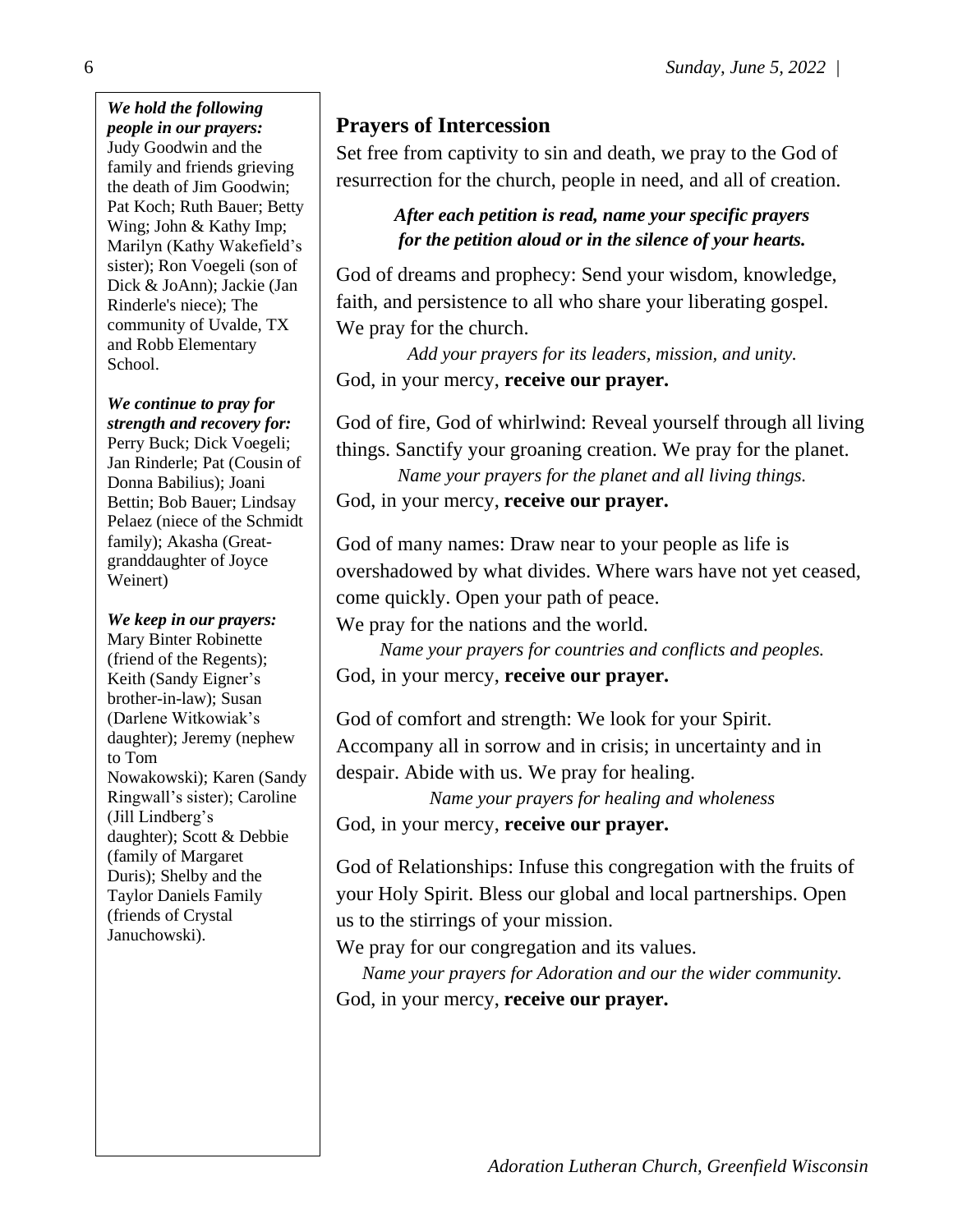***We hold the following people in our prayers:***
Judy Goodwin and the family and friends grieving the death of Jim Goodwin; Pat Koch; Ruth Bauer; Betty Wing; John & Kathy Imp; Marilyn (Kathy Wakefield's sister); Ron Voegeli (son of Dick & JoAnn); Jackie (Jan Rinderle's niece); The community of Uvalde, TX and Robb Elementary School.

***We continue to pray for strength and recovery for:***
Perry Buck; Dick Voegeli; Jan Rinderle; Pat (Cousin of Donna Babilius); Joani Bettin; Bob Bauer; Lindsay Pelaez (niece of the Schmidt family); Akasha (Great-granddaughter of Joyce Weinert)

***We keep in our prayers:***
Mary Binter Robinette (friend of the Regents); Keith (Sandy Eigner's brother-in-law); Susan (Darlene Witkowiak's daughter); Jeremy (nephew to Tom Nowakowski); Karen (Sandy Ringwall's sister); Caroline (Jill Lindberg's daughter); Scott & Debbie (family of Margaret Duris); Shelby and the Taylor Daniels Family (friends of Crystal Januchowski).

## Prayers of Intercession

Set free from captivity to sin and death, we pray to the God of resurrection for the church, people in need, and all of creation.

***After each petition is read, name your specific prayers for the petition aloud or in the silence of your hearts.***

God of dreams and prophecy: Send your wisdom, knowledge, faith, and persistence to all who share your liberating gospel. We pray for the church.

*Add your prayers for its leaders, mission, and unity.*

God, in your mercy, **receive our prayer.**

God of fire, God of whirlwind: Reveal yourself through all living things. Sanctify your groaning creation. We pray for the planet.

*Name your prayers for the planet and all living things.*

God, in your mercy, **receive our prayer.**

God of many names: Draw near to your people as life is overshadowed by what divides. Where wars have not yet ceased, come quickly. Open your path of peace.
We pray for the nations and the world.

*Name your prayers for countries and conflicts and peoples.*

God, in your mercy, **receive our prayer.**

God of comfort and strength: We look for your Spirit. Accompany all in sorrow and in crisis; in uncertainty and in despair. Abide with us. We pray for healing.

*Name your prayers for healing and wholeness*

God, in your mercy, **receive our prayer.**

God of Relationships: Infuse this congregation with the fruits of your Holy Spirit. Bless our global and local partnerships. Open us to the stirrings of your mission.
We pray for our congregation and its values.

*Name your prayers for Adoration and our the wider community.*

God, in your mercy, **receive our prayer.**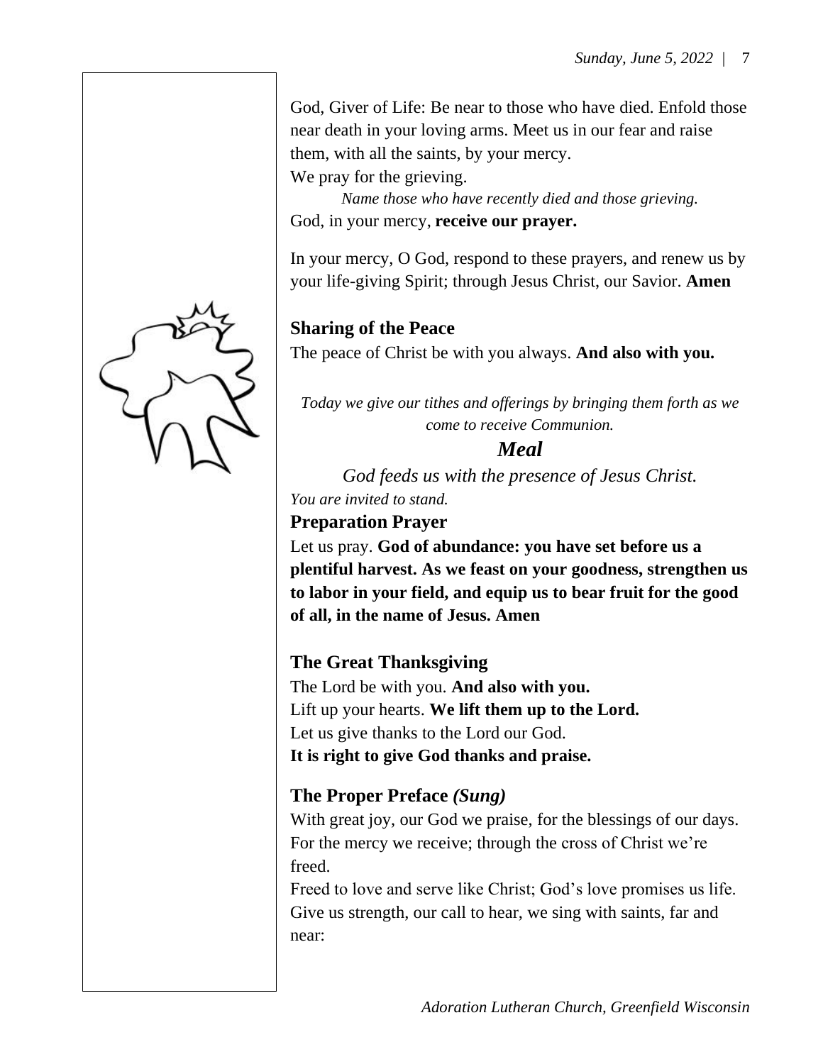God, Giver of Life: Be near to those who have died. Enfold those near death in your loving arms. Meet us in our fear and raise them, with all the saints, by your mercy.
We pray for the grieving.

*Name those who have recently died and those grieving.*

God, in your mercy, **receive our prayer.**

In your mercy, O God, respond to these prayers, and renew us by your life-giving Spirit; through Jesus Christ, our Savior. **Amen**

### Sharing of the Peace

The peace of Christ be with you always. **And also with you.**

*Today we give our tithes and offerings by bringing them forth as we come to receive Communion.*

## *Meal*

*God feeds us with the presence of Jesus Christ.*

*You are invited to stand.*

### Preparation Prayer

Let us pray. **God of abundance: you have set before us a plentiful harvest. As we feast on your goodness, strengthen us to labor in your field, and equip us to bear fruit for the good of all, in the name of Jesus. Amen**

### The Great Thanksgiving

The Lord be with you. **And also with you.**
Lift up your hearts. **We lift them up to the Lord.**
Let us give thanks to the Lord our God.
**It is right to give God thanks and praise.**

### The Proper Preface *(Sung)*

With great joy, our God we praise, for the blessings of our days.
For the mercy we receive; through the cross of Christ we're freed.
Freed to love and serve like Christ; God's love promises us life.
Give us strength, our call to hear, we sing with saints, far and near: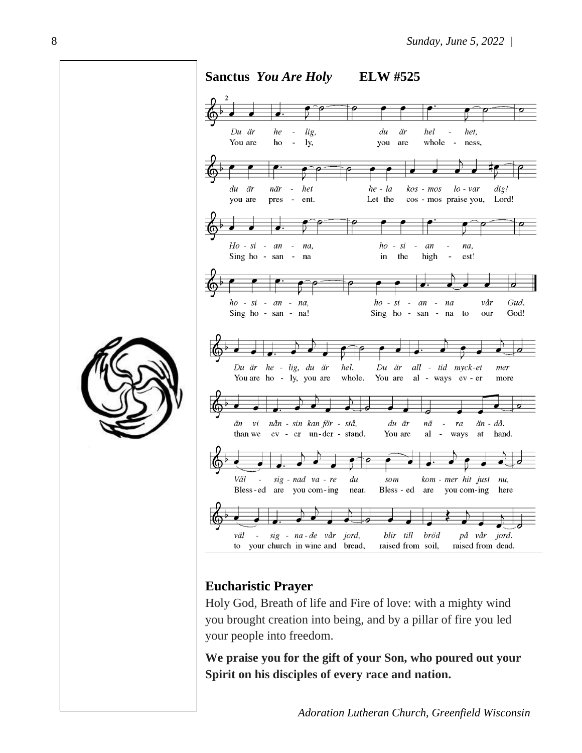**Sanctus** ***You Are Holy*** **ELW #525**

Du är helig, du är helhet,
You are holy, you are wholeness,

du är närhet hela kosmos lovar dig!
you are present. Let the cosmos praise you, Lord!

Hosianna, hosianna,
Sing hosanna in the highest!

hosianna, hosianna vår Gud.
Sing hosanna! Sing hosanna to our God!

Du är helig, du är hel. Du är alltid mycket mer
You are holy, you are whole. You are always ever more

än vi nånsin kan förstå, du är nära ändå.
than we ever understand. You are always at hand.

Välsignad vare du som kommer hit just nu,
Blessed are you coming near. Blessed are you coming here

välsignade vår jord, blir till bröd på vår jord.
to your church in wine and bread, raised from soil, raised from dead.

**Eucharistic Prayer**

Holy God, Breath of life and Fire of love: with a mighty wind you brought creation into being, and by a pillar of fire you led your people into freedom.

**We praise you for the gift of your Son, who poured out your Spirit on his disciples of every race and nation.**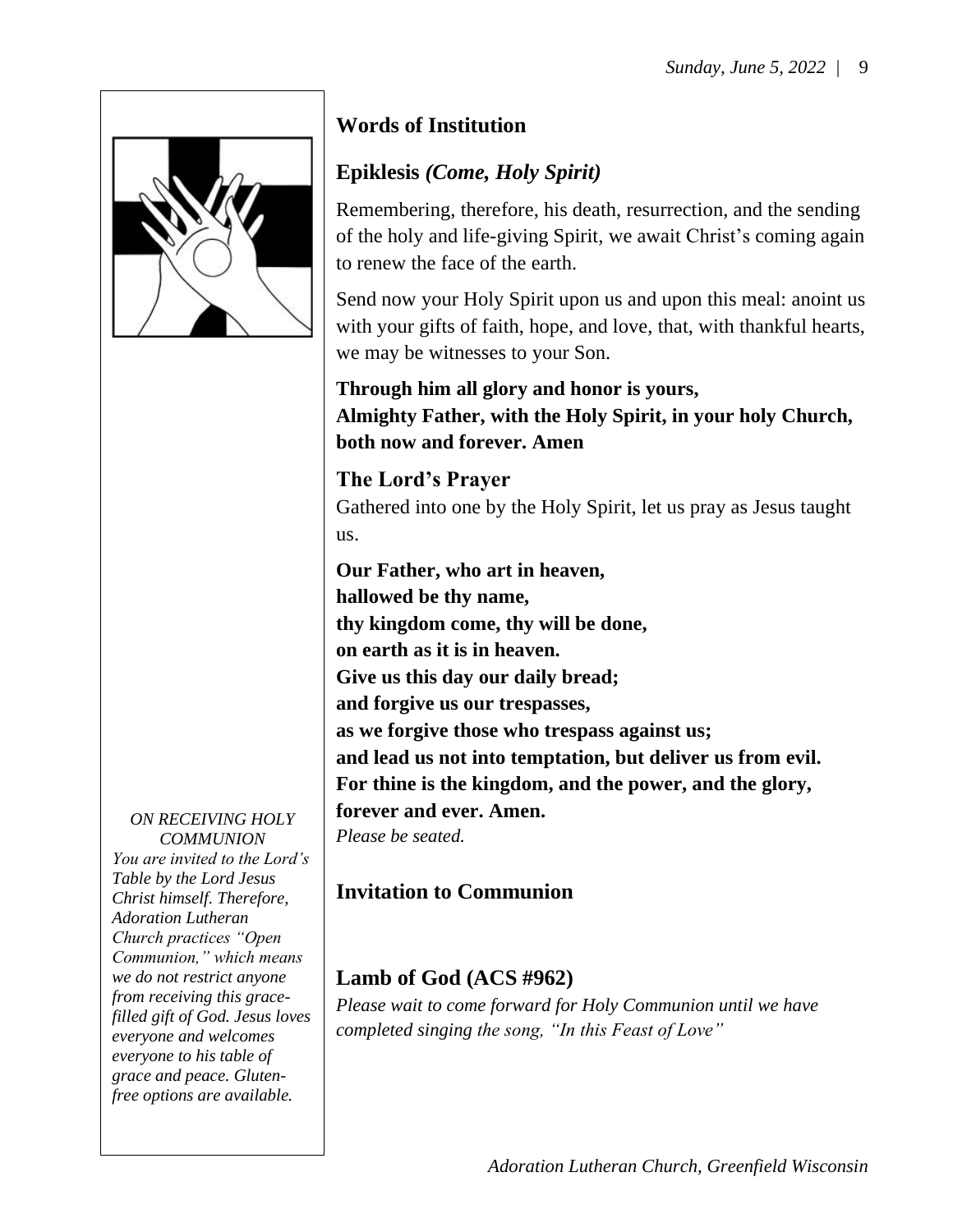## Words of Institution

## Epiklesis *(Come, Holy Spirit)*

Remembering, therefore, his death, resurrection, and the sending of the holy and life-giving Spirit, we await Christ's coming again to renew the face of the earth.

Send now your Holy Spirit upon us and upon this meal: anoint us with your gifts of faith, hope, and love, that, with thankful hearts, we may be witnesses to your Son.

**Through him all glory and honor is yours,**
**Almighty Father, with the Holy Spirit, in your holy Church, both now and forever. Amen**

## The Lord's Prayer

Gathered into one by the Holy Spirit, let us pray as Jesus taught us.

**Our Father, who art in heaven,**
**hallowed be thy name,**
**thy kingdom come, thy will be done,**
**on earth as it is in heaven.**
**Give us this day our daily bread;**
**and forgive us our trespasses,**
**as we forgive those who trespass against us;**
**and lead us not into temptation, but deliver us from evil.**
**For thine is the kingdom, and the power, and the glory,**
**forever and ever. Amen.**

*Please be seated.*

## Invitation to Communion

## Lamb of God (ACS #962)

*Please wait to come forward for Holy Communion until we have completed singing the song, "In this Feast of Love"*

*ON RECEIVING HOLY COMMUNION*

*You are invited to the Lord's Table by the Lord Jesus Christ himself. Therefore, Adoration Lutheran Church practices "Open Communion," which means we do not restrict anyone from receiving this grace-filled gift of God. Jesus loves everyone and welcomes everyone to his table of grace and peace. Gluten-free options are available.*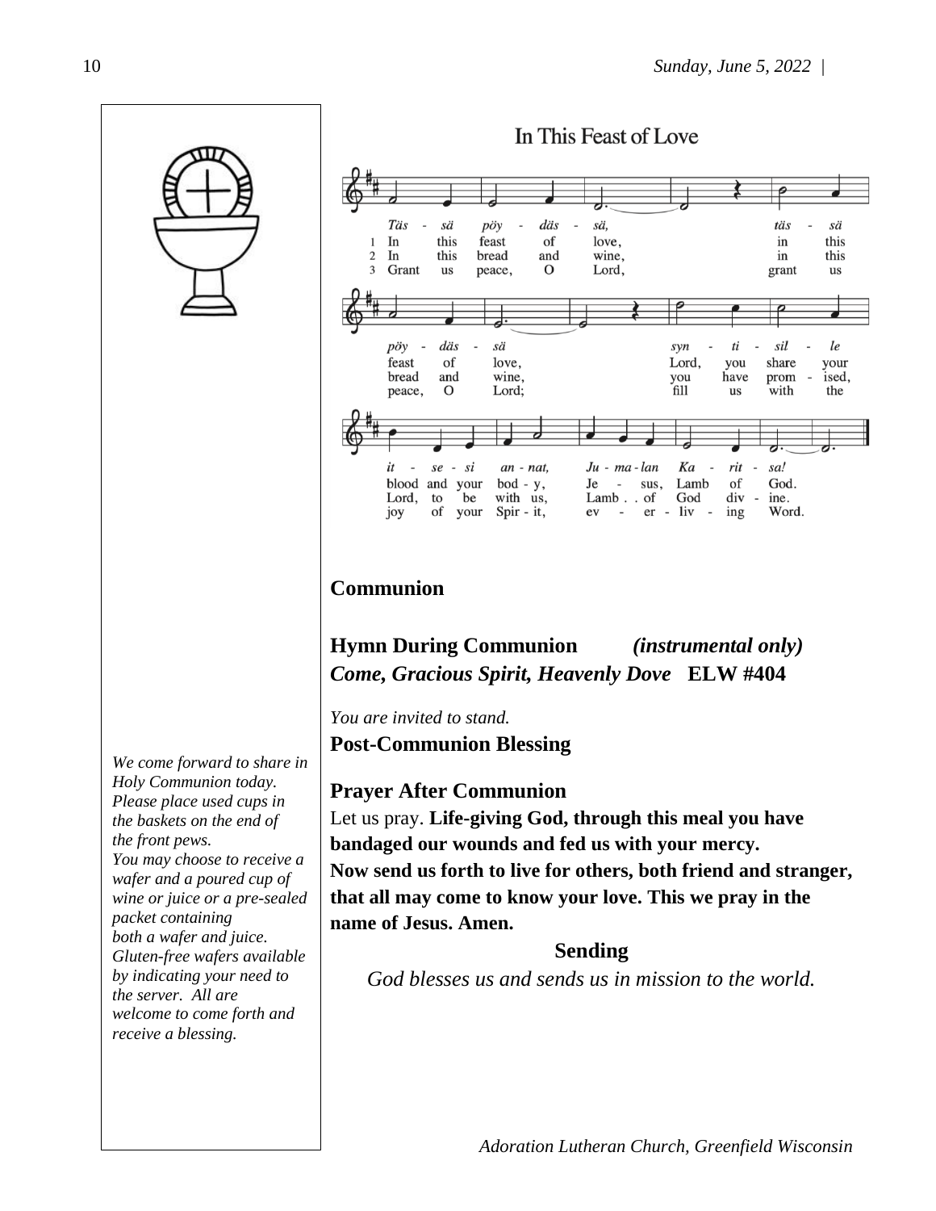We come forward to share in Holy Communion today. Please place used cups in the baskets on the end of the front pews.
You may choose to receive a wafer and a poured cup of wine or juice or a pre-sealed packet containing both a wafer and juice. Gluten-free wafers available by indicating your need to the server. All are welcome to come forth and receive a blessing.

## In This Feast of Love

*Täs - sä pöy - däs - sä, täs - sä pöy - däs - sä syn - ti - sil - le it - se - si an - nat, Ju - ma - lan Ka - rit - sa!*

1. In this feast of love, in this feast of love, Lord, you share your blood and your bod - y, Je - sus, Lamb of God.
2. In this bread and wine, in this bread and wine, you have prom - ised, Lord, to be with us, Lamb . . of God div - ine.
3. Grant us peace, O Lord, grant us peace, O Lord; fill us with the joy of your Spir - it, ev - er - liv - ing Word.

## Communion

## Hymn During Communion *(instrumental only)*

***Come, Gracious Spirit, Heavenly Dove*** **ELW #404**

*You are invited to stand.*

## Post-Communion Blessing

## Prayer After Communion

Let us pray. **Life-giving God, through this meal you have bandaged our wounds and fed us with your mercy. Now send us forth to live for others, both friend and stranger, that all may come to know your love. This we pray in the name of Jesus. Amen.**

## Sending

*God blesses us and sends us in mission to the world.*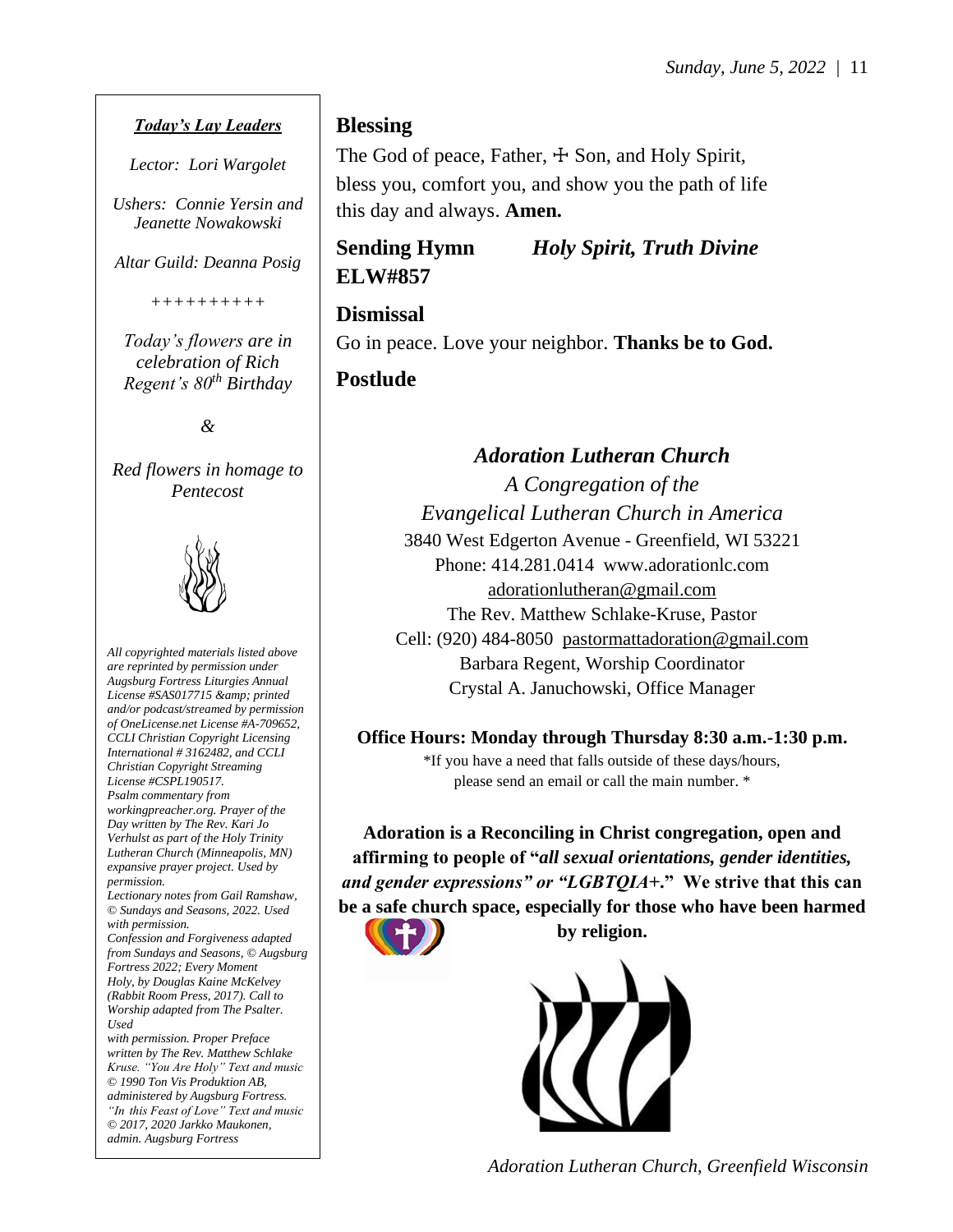### Blessing

The God of peace, Father, ☩ Son, and Holy Spirit,
bless you, comfort you, and show you the path of life
this day and always. **Amen.**

### Sending Hymn *Holy Spirit, Truth Divine* ELW#857

### Dismissal

Go in peace. Love your neighbor. **Thanks be to God.**

### Postlude

*Adoration Lutheran Church*

*A Congregation of the*
*Evangelical Lutheran Church in America*

3840 West Edgerton Avenue - Greenfield, WI 53221
Phone: 414.281.0414 www.adorationlc.com
adorationlutheran@gmail.com
The Rev. Matthew Schlake-Kruse, Pastor
Cell: (920) 484-8050 pastormattadoration@gmail.com
Barbara Regent, Worship Coordinator
Crystal A. Januchowski, Office Manager

**Office Hours: Monday through Thursday 8:30 a.m.-1:30 p.m.**

\*If you have a need that falls outside of these days/hours,
please send an email or call the main number. \*

**Adoration is a Reconciling in Christ congregation, open and affirming to people of "*all sexual orientations, gender identities, and gender expressions" or "LGBTQIA+*." We strive that this can be a safe church space, especially for those who have been harmed by religion.**

*Adoration Lutheran Church, Greenfield Wisconsin*

***Today's Lay Leaders***

*Lector: Lori Wargolet*

*Ushers: Connie Yersin and Jeanette Nowakowski*

*Altar Guild: Deanna Posig*

++++++++++

*Today's flowers are in celebration of Rich Regent's 80th Birthday*

*&*

*Red flowers in homage to Pentecost*

*All copyrighted materials listed above are reprinted by permission under Augsburg Fortress Liturgies Annual License #SAS017715 &amp; printed and/or podcast/streamed by permission of OneLicense.net License #A-709652, CCLI Christian Copyright Licensing International # 3162482, and CCLI Christian Copyright Streaming License #CSPL190517.*
*Psalm commentary from workingpreacher.org. Prayer of the Day written by The Rev. Kari Jo Verhulst as part of the Holy Trinity Lutheran Church (Minneapolis, MN) expansive prayer project. Used by permission.*
*Lectionary notes from Gail Ramshaw, © Sundays and Seasons, 2022. Used with permission.*
*Confession and Forgiveness adapted from Sundays and Seasons, © Augsburg Fortress 2022; Every Moment Holy, by Douglas Kaine McKelvey (Rabbit Room Press, 2017). Call to Worship adapted from The Psalter. Used with permission. Proper Preface written by The Rev. Matthew Schlake Kruse. "You Are Holy" Text and music © 1990 Ton Vis Produktion AB, administered by Augsburg Fortress. "In this Feast of Love" Text and music © 2017, 2020 Jarkko Maukonen, admin. Augsburg Fortress*